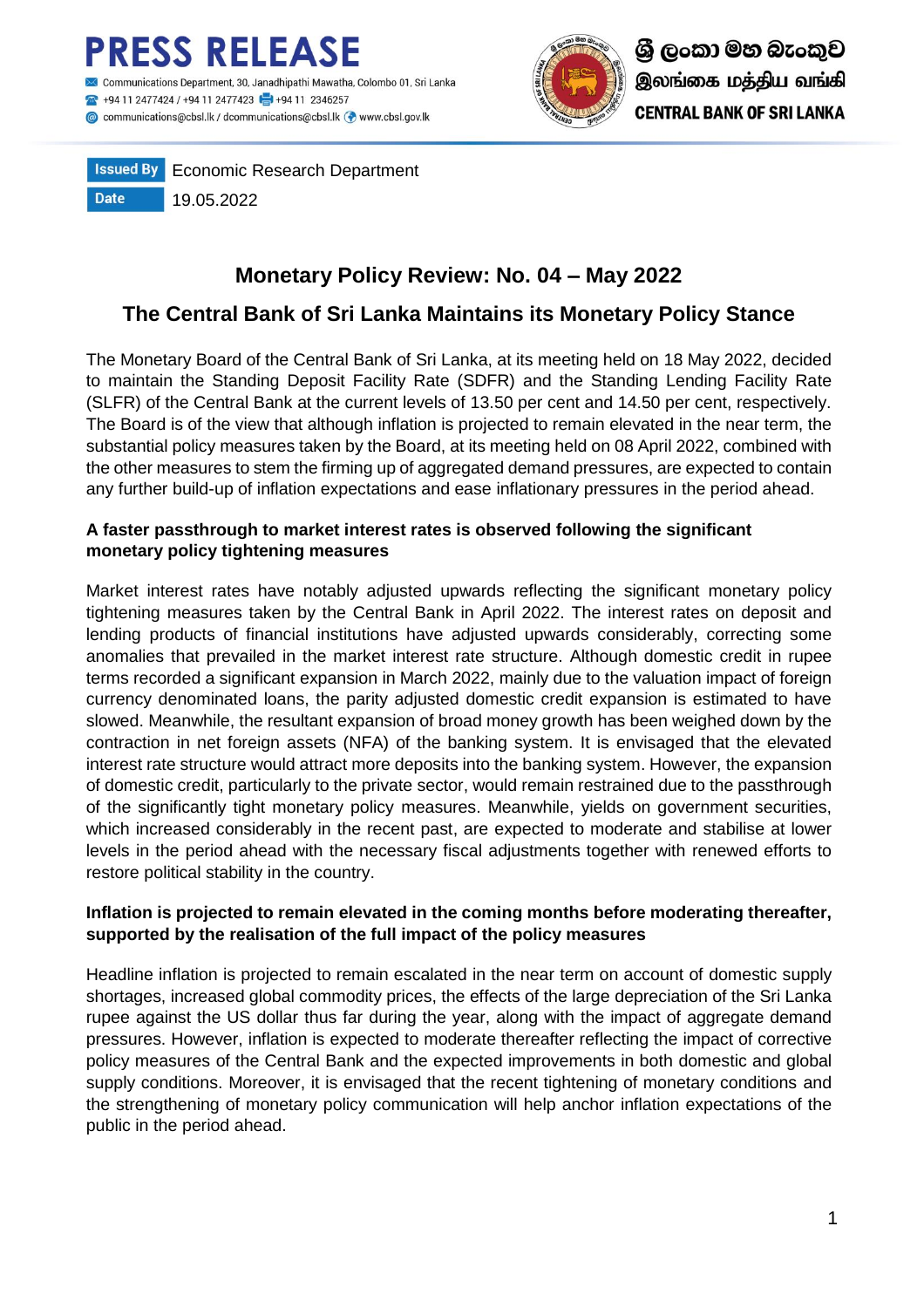# PRESS RELEASE

Communications Department, 30, Janadhipathi Mawatha, Colombo 01, Sri Lanka
+94 11 2477424 / +94 11 2477423 +94 11 2346257
communications@cbsl.lk / dcommunications@cbsl.lk www.cbsl.gov.lk

ශ්‍රී ලංකා මහ බැංකුව
இலங்கை மத்திய வங்கி
CENTRAL BANK OF SRI LANKA

**Issued By** Economic Research Department

**Date** 19.05.2022

## Monetary Policy Review: No. 04 – May 2022

## The Central Bank of Sri Lanka Maintains its Monetary Policy Stance

The Monetary Board of the Central Bank of Sri Lanka, at its meeting held on 18 May 2022, decided to maintain the Standing Deposit Facility Rate (SDFR) and the Standing Lending Facility Rate (SLFR) of the Central Bank at the current levels of 13.50 per cent and 14.50 per cent, respectively. The Board is of the view that although inflation is projected to remain elevated in the near term, the substantial policy measures taken by the Board, at its meeting held on 08 April 2022, combined with the other measures to stem the firming up of aggregated demand pressures, are expected to contain any further build-up of inflation expectations and ease inflationary pressures in the period ahead.

**A faster passthrough to market interest rates is observed following the significant monetary policy tightening measures**

Market interest rates have notably adjusted upwards reflecting the significant monetary policy tightening measures taken by the Central Bank in April 2022. The interest rates on deposit and lending products of financial institutions have adjusted upwards considerably, correcting some anomalies that prevailed in the market interest rate structure. Although domestic credit in rupee terms recorded a significant expansion in March 2022, mainly due to the valuation impact of foreign currency denominated loans, the parity adjusted domestic credit expansion is estimated to have slowed. Meanwhile, the resultant expansion of broad money growth has been weighed down by the contraction in net foreign assets (NFA) of the banking system. It is envisaged that the elevated interest rate structure would attract more deposits into the banking system. However, the expansion of domestic credit, particularly to the private sector, would remain restrained due to the passthrough of the significantly tight monetary policy measures. Meanwhile, yields on government securities, which increased considerably in the recent past, are expected to moderate and stabilise at lower levels in the period ahead with the necessary fiscal adjustments together with renewed efforts to restore political stability in the country.

**Inflation is projected to remain elevated in the coming months before moderating thereafter, supported by the realisation of the full impact of the policy measures**

Headline inflation is projected to remain escalated in the near term on account of domestic supply shortages, increased global commodity prices, the effects of the large depreciation of the Sri Lanka rupee against the US dollar thus far during the year, along with the impact of aggregate demand pressures. However, inflation is expected to moderate thereafter reflecting the impact of corrective policy measures of the Central Bank and the expected improvements in both domestic and global supply conditions. Moreover, it is envisaged that the recent tightening of monetary conditions and the strengthening of monetary policy communication will help anchor inflation expectations of the public in the period ahead.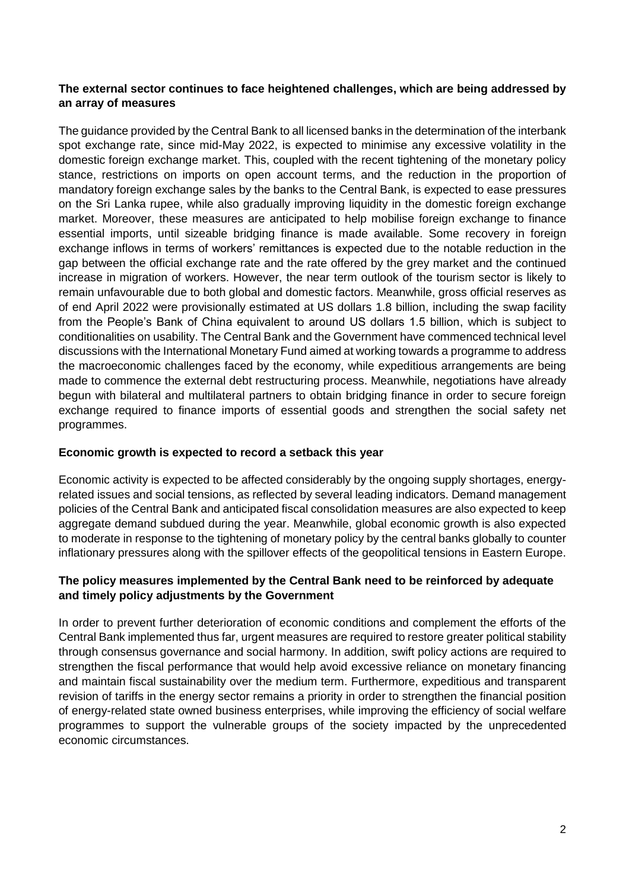**The external sector continues to face heightened challenges, which are being addressed by an array of measures**

The guidance provided by the Central Bank to all licensed banks in the determination of the interbank spot exchange rate, since mid-May 2022, is expected to minimise any excessive volatility in the domestic foreign exchange market. This, coupled with the recent tightening of the monetary policy stance, restrictions on imports on open account terms, and the reduction in the proportion of mandatory foreign exchange sales by the banks to the Central Bank, is expected to ease pressures on the Sri Lanka rupee, while also gradually improving liquidity in the domestic foreign exchange market. Moreover, these measures are anticipated to help mobilise foreign exchange to finance essential imports, until sizeable bridging finance is made available. Some recovery in foreign exchange inflows in terms of workers' remittances is expected due to the notable reduction in the gap between the official exchange rate and the rate offered by the grey market and the continued increase in migration of workers. However, the near term outlook of the tourism sector is likely to remain unfavourable due to both global and domestic factors. Meanwhile, gross official reserves as of end April 2022 were provisionally estimated at US dollars 1.8 billion, including the swap facility from the People's Bank of China equivalent to around US dollars 1.5 billion, which is subject to conditionalities on usability. The Central Bank and the Government have commenced technical level discussions with the International Monetary Fund aimed at working towards a programme to address the macroeconomic challenges faced by the economy, while expeditious arrangements are being made to commence the external debt restructuring process. Meanwhile, negotiations have already begun with bilateral and multilateral partners to obtain bridging finance in order to secure foreign exchange required to finance imports of essential goods and strengthen the social safety net programmes.

**Economic growth is expected to record a setback this year**

Economic activity is expected to be affected considerably by the ongoing supply shortages, energy-related issues and social tensions, as reflected by several leading indicators. Demand management policies of the Central Bank and anticipated fiscal consolidation measures are also expected to keep aggregate demand subdued during the year. Meanwhile, global economic growth is also expected to moderate in response to the tightening of monetary policy by the central banks globally to counter inflationary pressures along with the spillover effects of the geopolitical tensions in Eastern Europe.

**The policy measures implemented by the Central Bank need to be reinforced by adequate and timely policy adjustments by the Government**

In order to prevent further deterioration of economic conditions and complement the efforts of the Central Bank implemented thus far, urgent measures are required to restore greater political stability through consensus governance and social harmony. In addition, swift policy actions are required to strengthen the fiscal performance that would help avoid excessive reliance on monetary financing and maintain fiscal sustainability over the medium term. Furthermore, expeditious and transparent revision of tariffs in the energy sector remains a priority in order to strengthen the financial position of energy-related state owned business enterprises, while improving the efficiency of social welfare programmes to support the vulnerable groups of the society impacted by the unprecedented economic circumstances.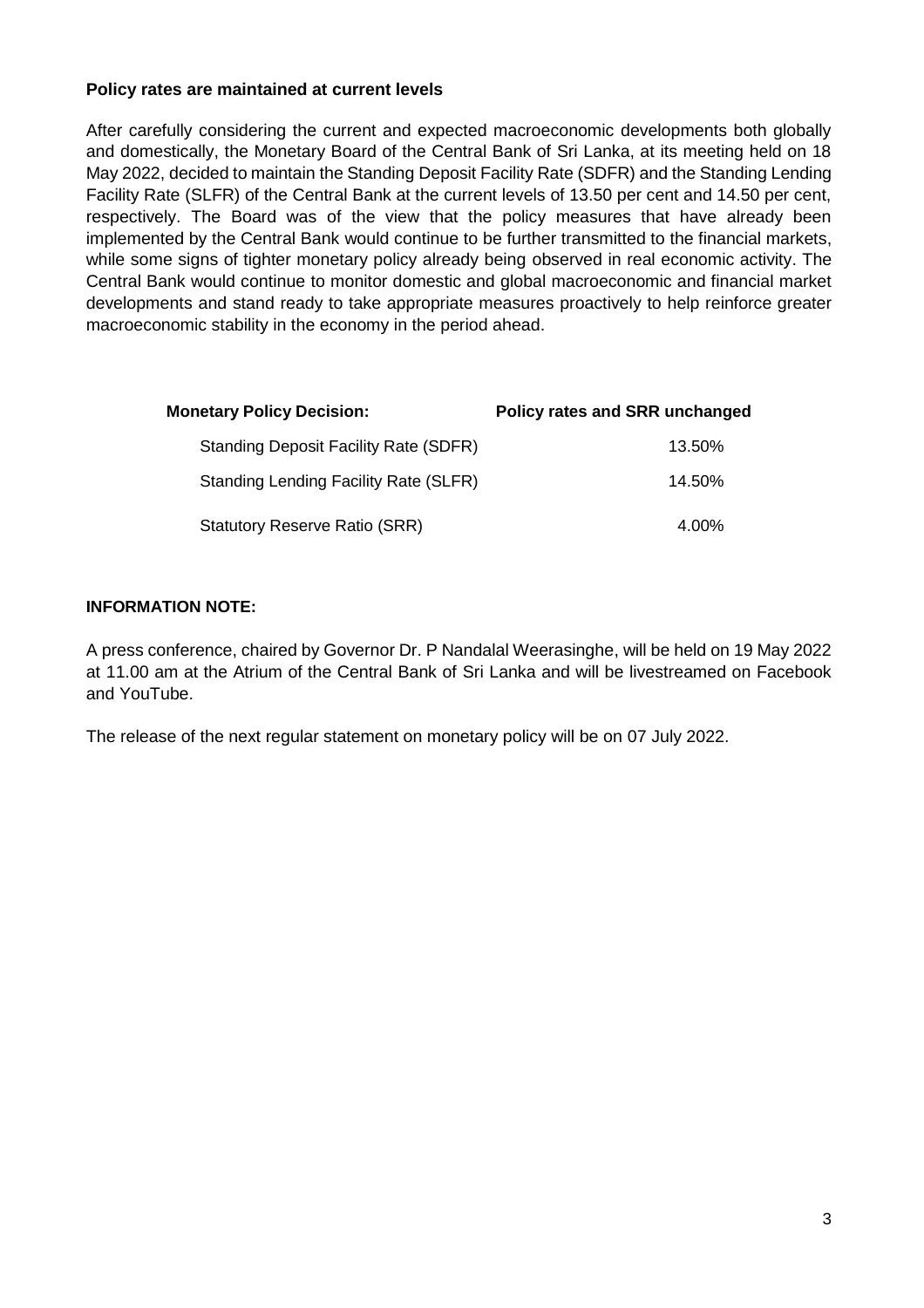**Policy rates are maintained at current levels**

After carefully considering the current and expected macroeconomic developments both globally and domestically, the Monetary Board of the Central Bank of Sri Lanka, at its meeting held on 18 May 2022, decided to maintain the Standing Deposit Facility Rate (SDFR) and the Standing Lending Facility Rate (SLFR) of the Central Bank at the current levels of 13.50 per cent and 14.50 per cent, respectively. The Board was of the view that the policy measures that have already been implemented by the Central Bank would continue to be further transmitted to the financial markets, while some signs of tighter monetary policy already being observed in real economic activity. The Central Bank would continue to monitor domestic and global macroeconomic and financial market developments and stand ready to take appropriate measures proactively to help reinforce greater macroeconomic stability in the economy in the period ahead.

| **Monetary Policy Decision:** | **Policy rates and SRR unchanged** |
|---|---|
| Standing Deposit Facility Rate (SDFR) | 13.50% |
| Standing Lending Facility Rate (SLFR) | 14.50% |
| Statutory Reserve Ratio (SRR) | 4.00% |

**INFORMATION NOTE:**

A press conference, chaired by Governor Dr. P Nandalal Weerasinghe, will be held on 19 May 2022 at 11.00 am at the Atrium of the Central Bank of Sri Lanka and will be livestreamed on Facebook and YouTube.

The release of the next regular statement on monetary policy will be on 07 July 2022.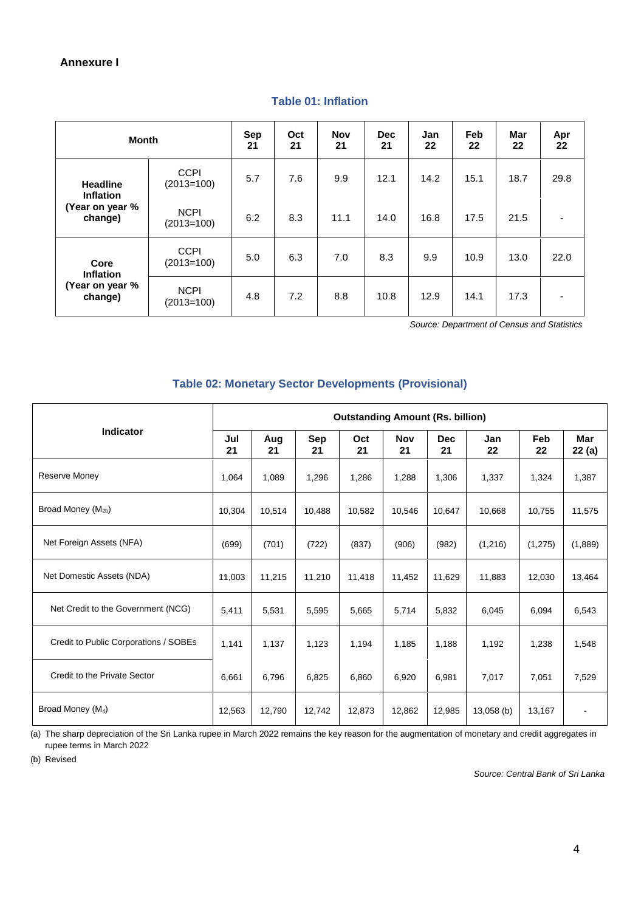**Annexure I**

### Table 01: Inflation

| Month | | Sep 21 | Oct 21 | Nov 21 | Dec 21 | Jan 22 | Feb 22 | Mar 22 | Apr 22 |
|---|---|---|---|---|---|---|---|---|---|
| **Headline Inflation (Year on year % change)** | CCPI (2013=100) | 5.7 | 7.6 | 9.9 | 12.1 | 14.2 | 15.1 | 18.7 | 29.8 |
| | NCPI (2013=100) | 6.2 | 8.3 | 11.1 | 14.0 | 16.8 | 17.5 | 21.5 | - |
| **Core Inflation (Year on year % change)** | CCPI (2013=100) | 5.0 | 6.3 | 7.0 | 8.3 | 9.9 | 10.9 | 13.0 | 22.0 |
| | NCPI (2013=100) | 4.8 | 7.2 | 8.8 | 10.8 | 12.9 | 14.1 | 17.3 | - |

*Source: Department of Census and Statistics*

### Table 02: Monetary Sector Developments (Provisional)

| Indicator | Outstanding Amount (Rs. billion) | | | | | | | | |
|---|---|---|---|---|---|---|---|---|---|
| | Jul 21 | Aug 21 | Sep 21 | Oct 21 | Nov 21 | Dec 21 | Jan 22 | Feb 22 | Mar 22 (a) |
| Reserve Money | 1,064 | 1,089 | 1,296 | 1,286 | 1,288 | 1,306 | 1,337 | 1,324 | 1,387 |
| Broad Money ($M_{2b}$) | 10,304 | 10,514 | 10,488 | 10,582 | 10,546 | 10,647 | 10,668 | 10,755 | 11,575 |
| Net Foreign Assets (NFA) | (699) | (701) | (722) | (837) | (906) | (982) | (1,216) | (1,275) | (1,889) |
| Net Domestic Assets (NDA) | 11,003 | 11,215 | 11,210 | 11,418 | 11,452 | 11,629 | 11,883 | 12,030 | 13,464 |
| Net Credit to the Government (NCG) | 5,411 | 5,531 | 5,595 | 5,665 | 5,714 | 5,832 | 6,045 | 6,094 | 6,543 |
| Credit to Public Corporations / SOBEs | 1,141 | 1,137 | 1,123 | 1,194 | 1,185 | 1,188 | 1,192 | 1,238 | 1,548 |
| Credit to the Private Sector | 6,661 | 6,796 | 6,825 | 6,860 | 6,920 | 6,981 | 7,017 | 7,051 | 7,529 |
| Broad Money ($M_4$) | 12,563 | 12,790 | 12,742 | 12,873 | 12,862 | 12,985 | 13,058 (b) | 13,167 | - |

(a) The sharp depreciation of the Sri Lanka rupee in March 2022 remains the key reason for the augmentation of monetary and credit aggregates in rupee terms in March 2022

(b) Revised

*Source: Central Bank of Sri Lanka*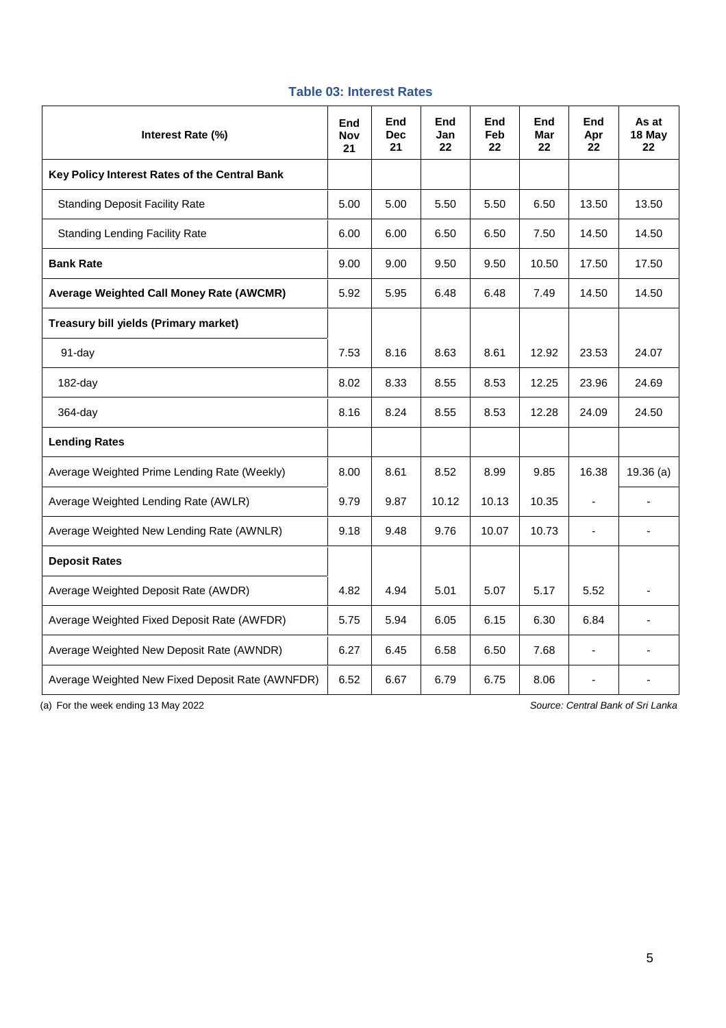### Table 03: Interest Rates

| Interest Rate (%) | End Nov 21 | End Dec 21 | End Jan 22 | End Feb 22 | End Mar 22 | End Apr 22 | As at 18 May 22 |
|---|---|---|---|---|---|---|---|
| **Key Policy Interest Rates of the Central Bank** | | | | | | | |
| Standing Deposit Facility Rate | 5.00 | 5.00 | 5.50 | 5.50 | 6.50 | 13.50 | 13.50 |
| Standing Lending Facility Rate | 6.00 | 6.00 | 6.50 | 6.50 | 7.50 | 14.50 | 14.50 |
| **Bank Rate** | 9.00 | 9.00 | 9.50 | 9.50 | 10.50 | 17.50 | 17.50 |
| **Average Weighted Call Money Rate (AWCMR)** | 5.92 | 5.95 | 6.48 | 6.48 | 7.49 | 14.50 | 14.50 |
| **Treasury bill yields (Primary market)** | | | | | | | |
| 91-day | 7.53 | 8.16 | 8.63 | 8.61 | 12.92 | 23.53 | 24.07 |
| 182-day | 8.02 | 8.33 | 8.55 | 8.53 | 12.25 | 23.96 | 24.69 |
| 364-day | 8.16 | 8.24 | 8.55 | 8.53 | 12.28 | 24.09 | 24.50 |
| **Lending Rates** | | | | | | | |
| Average Weighted Prime Lending Rate (Weekly) | 8.00 | 8.61 | 8.52 | 8.99 | 9.85 | 16.38 | 19.36 (a) |
| Average Weighted Lending Rate (AWLR) | 9.79 | 9.87 | 10.12 | 10.13 | 10.35 | - | - |
| Average Weighted New Lending Rate (AWNLR) | 9.18 | 9.48 | 9.76 | 10.07 | 10.73 | - | - |
| **Deposit Rates** | | | | | | | |
| Average Weighted Deposit Rate (AWDR) | 4.82 | 4.94 | 5.01 | 5.07 | 5.17 | 5.52 | - |
| Average Weighted Fixed Deposit Rate (AWFDR) | 5.75 | 5.94 | 6.05 | 6.15 | 6.30 | 6.84 | - |
| Average Weighted New Deposit Rate (AWNDR) | 6.27 | 6.45 | 6.58 | 6.50 | 7.68 | - | - |
| Average Weighted New Fixed Deposit Rate (AWNFDR) | 6.52 | 6.67 | 6.79 | 6.75 | 8.06 | - | - |

(a) For the week ending 13 May 2022

*Source: Central Bank of Sri Lanka*